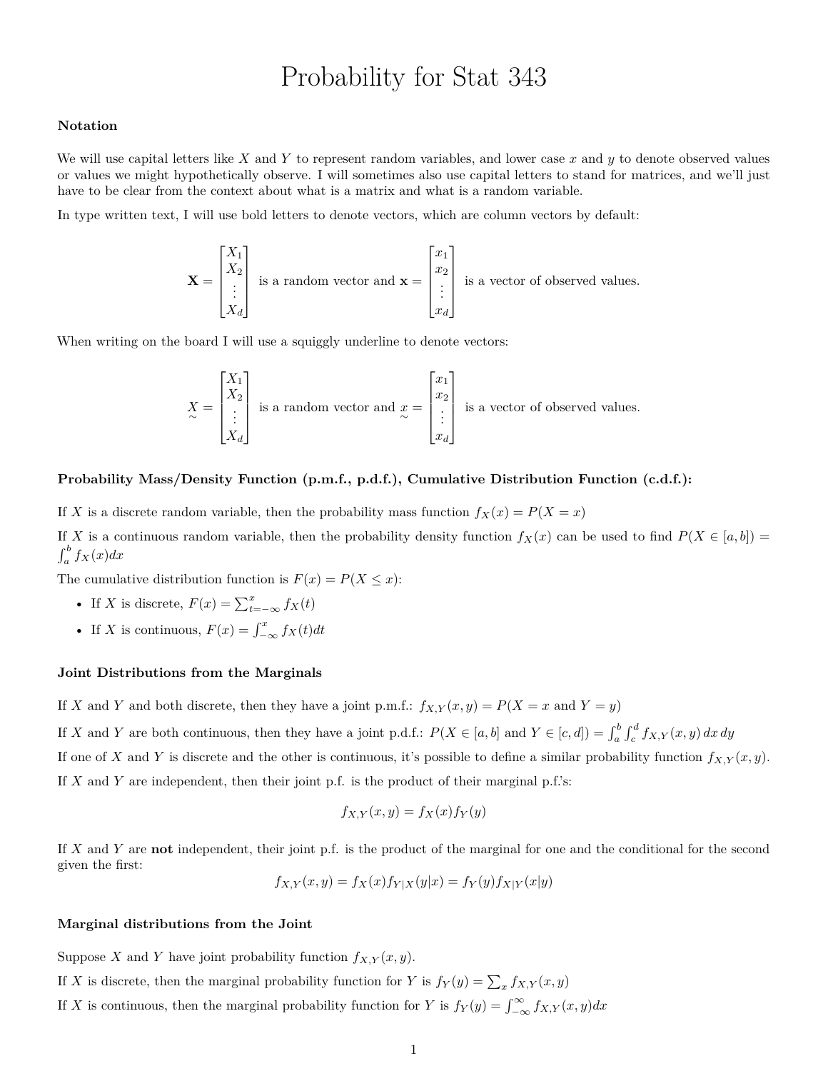# Probability for Stat 343

### Notation

We will use capital letters like $X$ and $Y$ to represent random variables, and lower case $x$ and $y$ to denote observed values or values we might hypothetically observe. I will sometimes also use capital letters to stand for matrices, and we'll just have to be clear from the context about what is a matrix and what is a random variable.

In type written text, I will use bold letters to denote vectors, which are column vectors by default:

$$\mathbf{X} = \begin{bmatrix} X_1 \\ X_2 \\ \vdots \\ X_d \end{bmatrix} \text{ is a random vector and } \mathbf{x} = \begin{bmatrix} x_1 \\ x_2 \\ \vdots \\ x_d \end{bmatrix} \text{ is a vector of observed values.}$$

When writing on the board I will use a squiggly underline to denote vectors:

$$\underset{\sim}{X} = \begin{bmatrix} X_1 \\ X_2 \\ \vdots \\ X_d \end{bmatrix} \text{ is a random vector and } \underset{\sim}{x} = \begin{bmatrix} x_1 \\ x_2 \\ \vdots \\ x_d \end{bmatrix} \text{ is a vector of observed values.}$$

### Probability Mass/Density Function (p.m.f., p.d.f.), Cumulative Distribution Function (c.d.f.):

If $X$ is a discrete random variable, then the probability mass function $f_X(x) = P(X = x)$

If $X$ is a continuous random variable, then the probability density function $f_X(x)$ can be used to find $P(X \in [a, b]) = \int_a^b f_X(x)dx$

The cumulative distribution function is $F(x) = P(X \leq x)$:

- If $X$ is discrete, $F(x) = \sum_{t=-\infty}^{x} f_X(t)$
- If $X$ is continuous, $F(x) = \int_{-\infty}^{x} f_X(t)dt$

### Joint Distributions from the Marginals

If $X$ and $Y$ and both discrete, then they have a joint p.m.f.: $f_{X,Y}(x, y) = P(X = x \text{ and } Y = y)$

If $X$ and $Y$ are both continuous, then they have a joint p.d.f.: $P(X \in [a, b] \text{ and } Y \in [c, d]) = \int_a^b \int_c^d f_{X,Y}(x, y)\, dx\, dy$

If one of $X$ and $Y$ is discrete and the other is continuous, it's possible to define a similar probability function $f_{X,Y}(x, y)$.

If $X$ and $Y$ are independent, then their joint p.f. is the product of their marginal p.f.'s:

$$f_{X,Y}(x, y) = f_X(x)f_Y(y)$$

If $X$ and $Y$ are **not** independent, their joint p.f. is the product of the marginal for one and the conditional for the second given the first:

$$f_{X,Y}(x, y) = f_X(x)f_{Y|X}(y|x) = f_Y(y)f_{X|Y}(x|y)$$

### Marginal distributions from the Joint

Suppose $X$ and $Y$ have joint probability function $f_{X,Y}(x, y)$.

If $X$ is discrete, then the marginal probability function for $Y$ is $f_Y(y) = \sum_x f_{X,Y}(x, y)$

If $X$ is continuous, then the marginal probability function for $Y$ is $f_Y(y) = \int_{-\infty}^{\infty} f_{X,Y}(x, y)dx$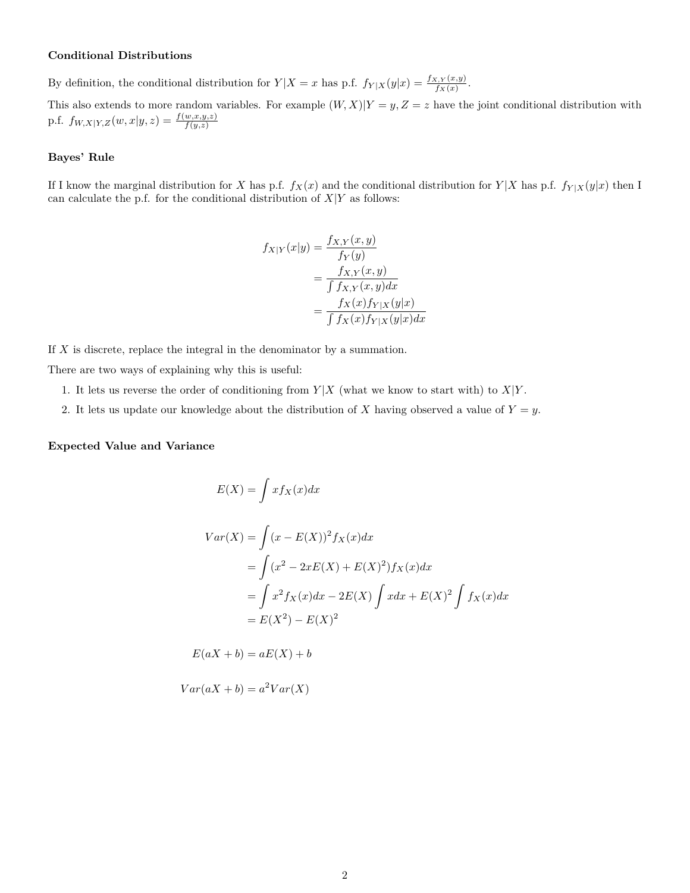### Conditional Distributions

By definition, the conditional distribution for $Y|X = x$ has p.f. $f_{Y|X}(y|x) = \frac{f_{X,Y}(x,y)}{f_X(x)}$.

This also extends to more random variables. For example $(W, X)|Y = y, Z = z$ have the joint conditional distribution with p.f. $f_{W,X|Y,Z}(w, x|y, z) = \frac{f(w,x,y,z)}{f(y,z)}$

### Bayes' Rule

If I know the marginal distribution for $X$ has p.f. $f_X(x)$ and the conditional distribution for $Y|X$ has p.f. $f_{Y|X}(y|x)$ then I can calculate the p.f. for the conditional distribution of $X|Y$ as follows:

$$
\begin{aligned}
f_{X|Y}(x|y) &= \frac{f_{X,Y}(x,y)}{f_Y(y)} \\
&= \frac{f_{X,Y}(x,y)}{\int f_{X,Y}(x,y)dx} \\
&= \frac{f_X(x)f_{Y|X}(y|x)}{\int f_X(x)f_{Y|X}(y|x)dx}
\end{aligned}
$$

If $X$ is discrete, replace the integral in the denominator by a summation.

There are two ways of explaining why this is useful:

1. It lets us reverse the order of conditioning from $Y|X$ (what we know to start with) to $X|Y$.
2. It lets us update our knowledge about the distribution of $X$ having observed a value of $Y = y$.

### Expected Value and Variance

$$
E(X) = \int x f_X(x)dx
$$

$$
\begin{aligned}
Var(X) &= \int (x - E(X))^2 f_X(x)dx \\
&= \int (x^2 - 2xE(X) + E(X)^2) f_X(x)dx \\
&= \int x^2 f_X(x)dx - 2E(X) \int x dx + E(X)^2 \int f_X(x)dx \\
&= E(X^2) - E(X)^2
\end{aligned}
$$

$$
E(aX + b) = aE(X) + b
$$

$$
Var(aX + b) = a^2 Var(X)
$$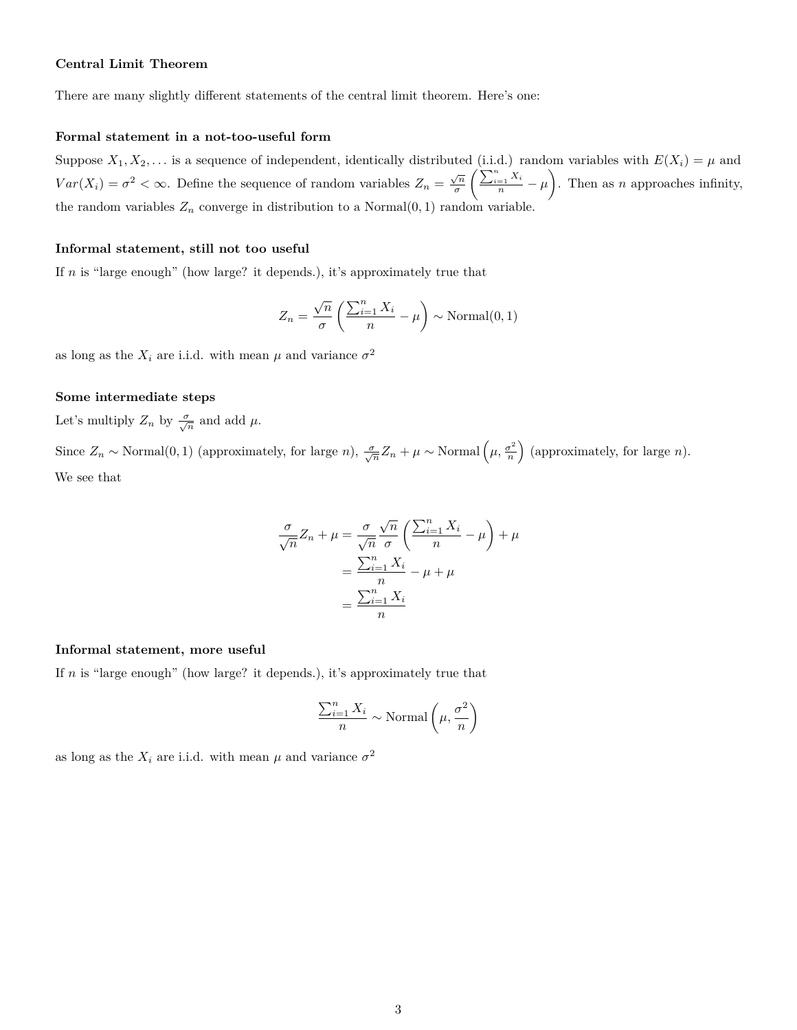**Central Limit Theorem**

There are many slightly different statements of the central limit theorem. Here's one:

**Formal statement in a not-too-useful form**

Suppose $X_1, X_2, \dots$ is a sequence of independent, identically distributed (i.i.d.) random variables with $E(X_i) = \mu$ and $Var(X_i) = \sigma^2 < \infty$. Define the sequence of random variables $Z_n = \frac{\sqrt{n}}{\sigma}\left(\frac{\sum_{i=1}^n X_i}{n} - \mu\right)$. Then as $n$ approaches infinity, the random variables $Z_n$ converge in distribution to a Normal$(0, 1)$ random variable.

**Informal statement, still not too useful**

If $n$ is "large enough" (how large? it depends.), it's approximately true that

$$Z_n = \frac{\sqrt{n}}{\sigma}\left(\frac{\sum_{i=1}^n X_i}{n} - \mu\right) \sim \text{Normal}(0, 1)$$

as long as the $X_i$ are i.i.d. with mean $\mu$ and variance $\sigma^2$

**Some intermediate steps**

Let's multiply $Z_n$ by $\frac{\sigma}{\sqrt{n}}$ and add $\mu$.

Since $Z_n \sim \text{Normal}(0, 1)$ (approximately, for large $n$), $\frac{\sigma}{\sqrt{n}}Z_n + \mu \sim \text{Normal}\left(\mu, \frac{\sigma^2}{n}\right)$ (approximately, for large $n$).

We see that

$$\begin{aligned}
\frac{\sigma}{\sqrt{n}}Z_n + \mu &= \frac{\sigma}{\sqrt{n}}\frac{\sqrt{n}}{\sigma}\left(\frac{\sum_{i=1}^n X_i}{n} - \mu\right) + \mu \\
&= \frac{\sum_{i=1}^n X_i}{n} - \mu + \mu \\
&= \frac{\sum_{i=1}^n X_i}{n}
\end{aligned}$$

**Informal statement, more useful**

If $n$ is "large enough" (how large? it depends.), it's approximately true that

$$\frac{\sum_{i=1}^n X_i}{n} \sim \text{Normal}\left(\mu, \frac{\sigma^2}{n}\right)$$

as long as the $X_i$ are i.i.d. with mean $\mu$ and variance $\sigma^2$